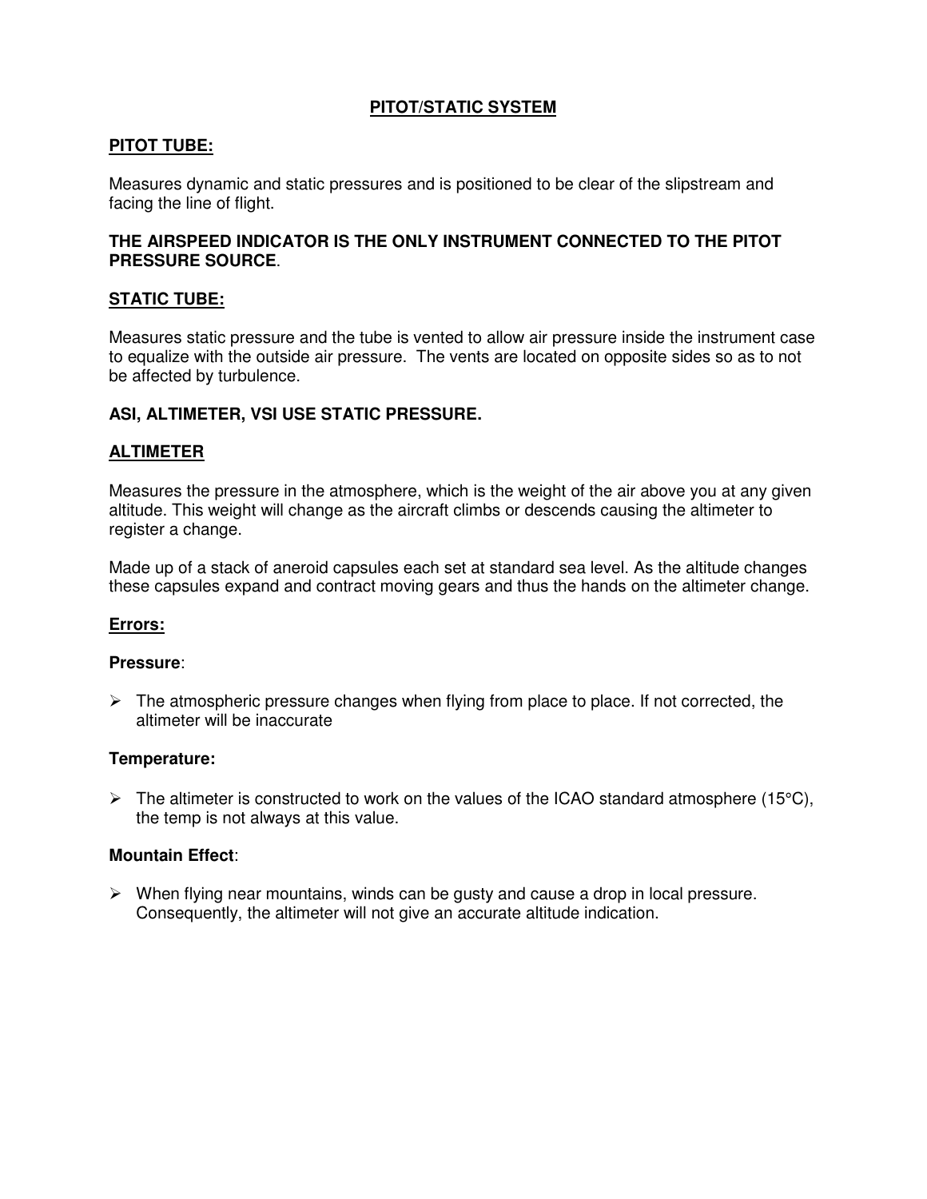# PITOT/STATIC SYSTEM

## PITOT TUBE:

Measures dynamic and static pressures and is positioned to be clear of the slipstream and facing the line of flight.

**THE AIRSPEED INDICATOR IS THE ONLY INSTRUMENT CONNECTED TO THE PITOT PRESSURE SOURCE**.

## STATIC TUBE:

Measures static pressure and the tube is vented to allow air pressure inside the instrument case to equalize with the outside air pressure. The vents are located on opposite sides so as to not be affected by turbulence.

**ASI, ALTIMETER, VSI USE STATIC PRESSURE.**

## ALTIMETER

Measures the pressure in the atmosphere, which is the weight of the air above you at any given altitude. This weight will change as the aircraft climbs or descends causing the altimeter to register a change.

Made up of a stack of aneroid capsules each set at standard sea level. As the altitude changes these capsules expand and contract moving gears and thus the hands on the altimeter change.

### Errors:

**Pressure**:

- The atmospheric pressure changes when flying from place to place. If not corrected, the altimeter will be inaccurate

**Temperature:**

- The altimeter is constructed to work on the values of the ICAO standard atmosphere (15°C), the temp is not always at this value.

**Mountain Effect**:

- When flying near mountains, winds can be gusty and cause a drop in local pressure. Consequently, the altimeter will not give an accurate altitude indication.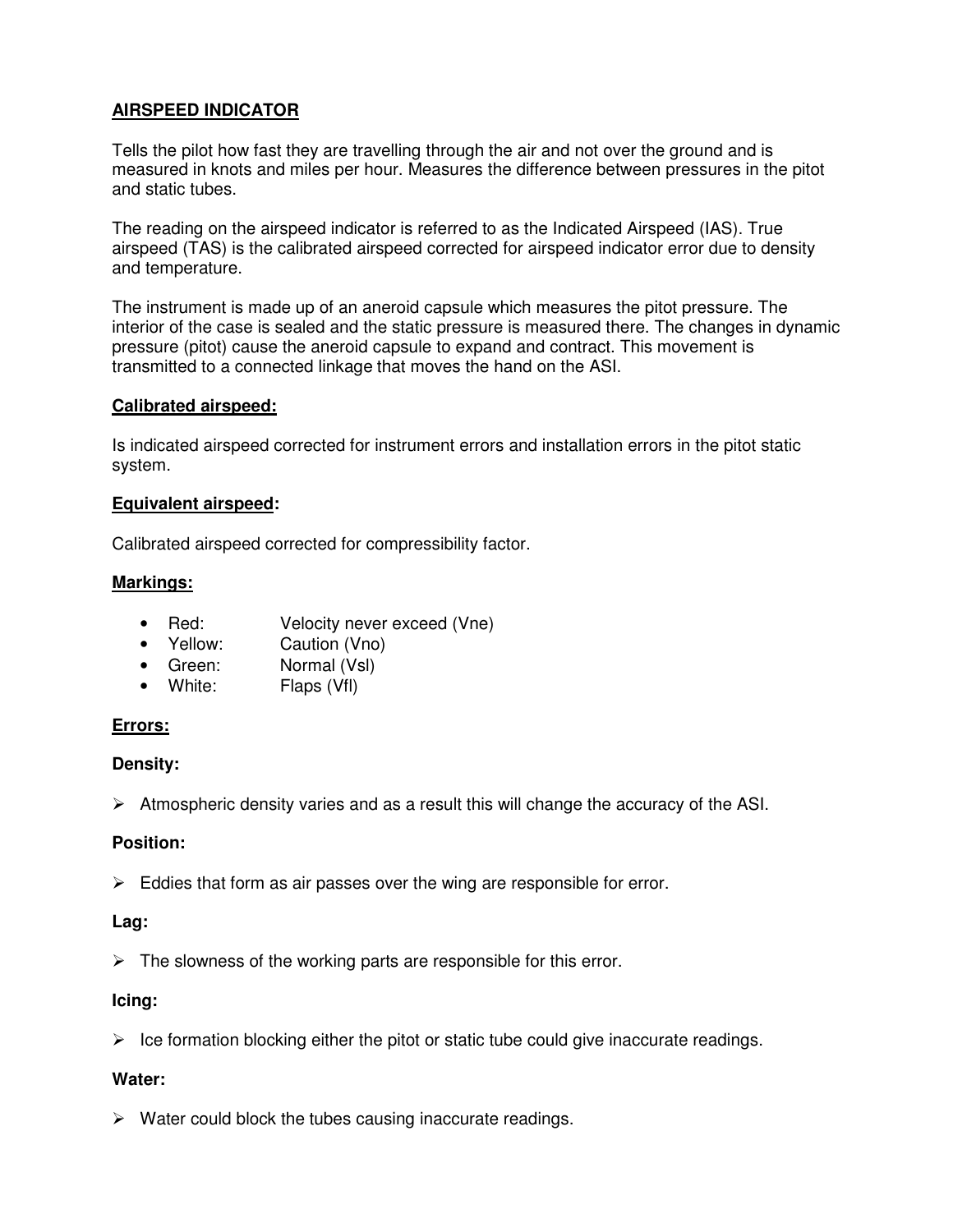## AIRSPEED INDICATOR

Tells the pilot how fast they are travelling through the air and not over the ground and is measured in knots and miles per hour. Measures the difference between pressures in the pitot and static tubes.

The reading on the airspeed indicator is referred to as the Indicated Airspeed (IAS). True airspeed (TAS) is the calibrated airspeed corrected for airspeed indicator error due to density and temperature.

The instrument is made up of an aneroid capsule which measures the pitot pressure. The interior of the case is sealed and the static pressure is measured there. The changes in dynamic pressure (pitot) cause the aneroid capsule to expand and contract. This movement is transmitted to a connected linkage that moves the hand on the ASI.

### Calibrated airspeed:

Is indicated airspeed corrected for instrument errors and installation errors in the pitot static system.

### Equivalent airspeed:

Calibrated airspeed corrected for compressibility factor.

### Markings:

- Red: Velocity never exceed (Vne)
- Yellow: Caution (Vno)
- Green: Normal (Vsl)
- White: Flaps (Vfl)

### Errors:

**Density:**

- Atmospheric density varies and as a result this will change the accuracy of the ASI.

**Position:**

- Eddies that form as air passes over the wing are responsible for error.

**Lag:**

- The slowness of the working parts are responsible for this error.

**Icing:**

- Ice formation blocking either the pitot or static tube could give inaccurate readings.

**Water:**

- Water could block the tubes causing inaccurate readings.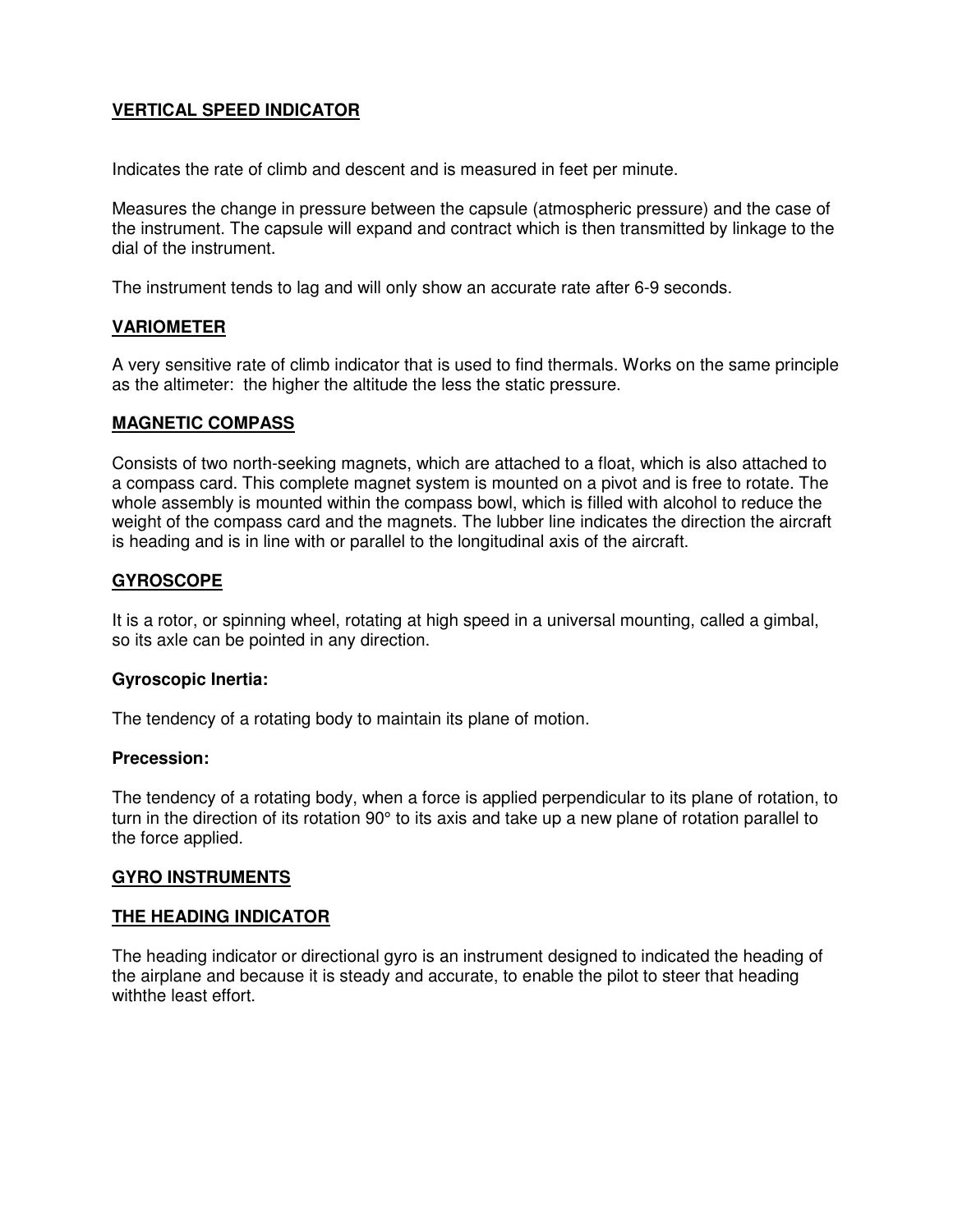## VERTICAL SPEED INDICATOR

Indicates the rate of climb and descent and is measured in feet per minute.

Measures the change in pressure between the capsule (atmospheric pressure) and the case of the instrument. The capsule will expand and contract which is then transmitted by linkage to the dial of the instrument.

The instrument tends to lag and will only show an accurate rate after 6-9 seconds.

## VARIOMETER

A very sensitive rate of climb indicator that is used to find thermals. Works on the same principle as the altimeter: the higher the altitude the less the static pressure.

## MAGNETIC COMPASS

Consists of two north-seeking magnets, which are attached to a float, which is also attached to a compass card. This complete magnet system is mounted on a pivot and is free to rotate. The whole assembly is mounted within the compass bowl, which is filled with alcohol to reduce the weight of the compass card and the magnets. The lubber line indicates the direction the aircraft is heading and is in line with or parallel to the longitudinal axis of the aircraft.

## GYROSCOPE

It is a rotor, or spinning wheel, rotating at high speed in a universal mounting, called a gimbal, so its axle can be pointed in any direction.

### Gyroscopic Inertia:

The tendency of a rotating body to maintain its plane of motion.

### Precession:

The tendency of a rotating body, when a force is applied perpendicular to its plane of rotation, to turn in the direction of its rotation 90° to its axis and take up a new plane of rotation parallel to the force applied.

## GYRO INSTRUMENTS

## THE HEADING INDICATOR

The heading indicator or directional gyro is an instrument designed to indicated the heading of the airplane and because it is steady and accurate, to enable the pilot to steer that heading withthe least effort.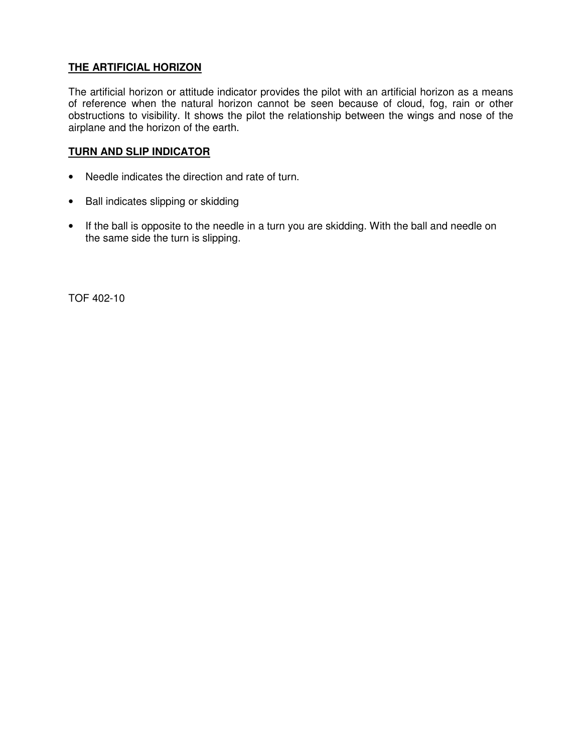## THE ARTIFICIAL HORIZON

The artificial horizon or attitude indicator provides the pilot with an artificial horizon as a means of reference when the natural horizon cannot be seen because of cloud, fog, rain or other obstructions to visibility. It shows the pilot the relationship between the wings and nose of the airplane and the horizon of the earth.

## TURN AND SLIP INDICATOR

- Needle indicates the direction and rate of turn.
- Ball indicates slipping or skidding
- If the ball is opposite to the needle in a turn you are skidding. With the ball and needle on the same side the turn is slipping.

TOF 402-10